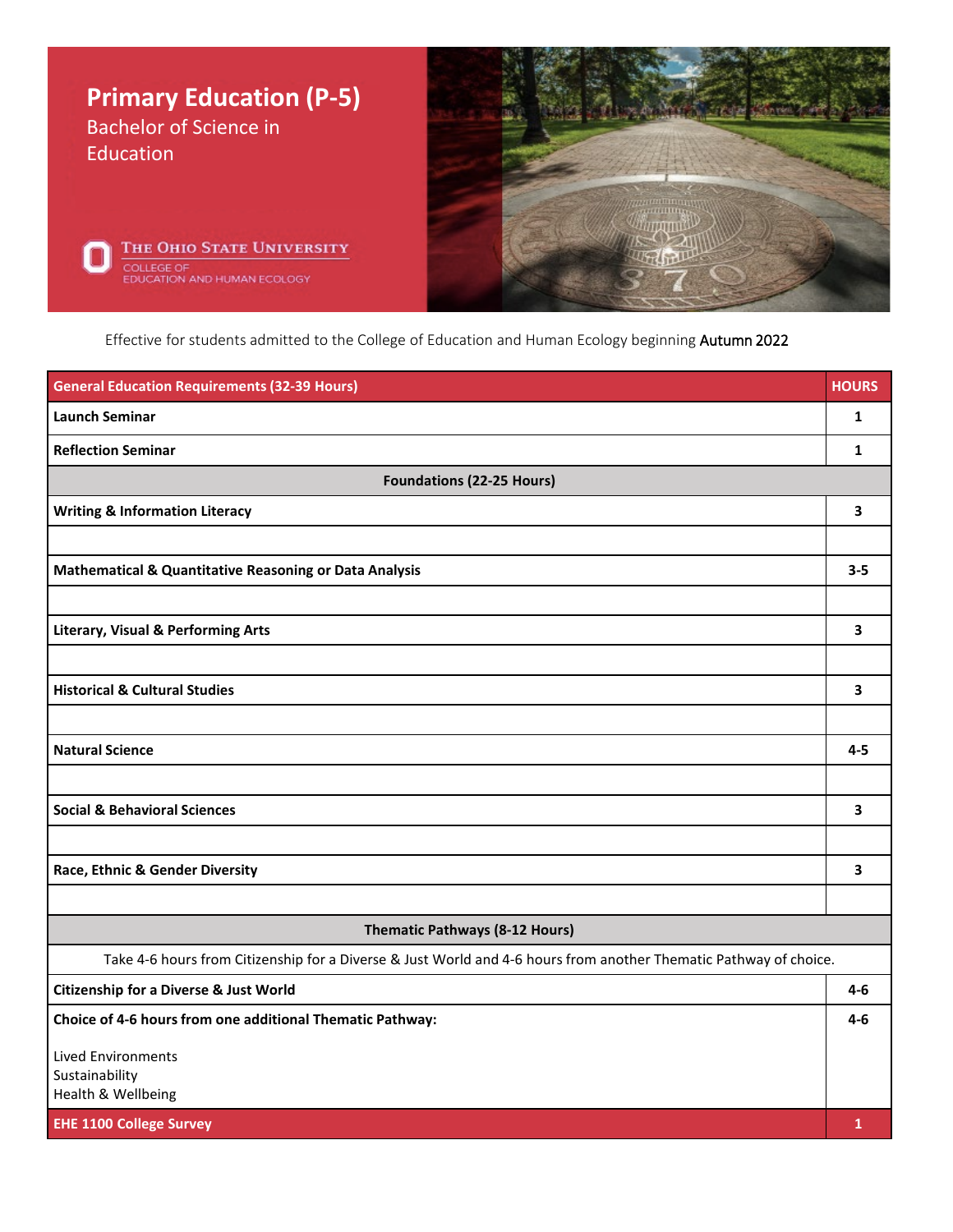# Primary Education (P-5)

Bachelor of Science in Education

The Ohio State University
College of Education and Human Ecology

Effective for students admitted to the College of Education and Human Ecology beginning Autumn 2022

| General Education Requirements (32-39 Hours) | HOURS |
|---|---|
| **Launch Seminar** | **1** |
| **Reflection Seminar** | **1** |
| **Foundations (22-25 Hours)** | |
| **Writing & Information Literacy** | **3** |
| | |
| **Mathematical & Quantitative Reasoning or Data Analysis** | **3-5** |
| | |
| **Literary, Visual & Performing Arts** | **3** |
| | |
| **Historical & Cultural Studies** | **3** |
| | |
| **Natural Science** | **4-5** |
| | |
| **Social & Behavioral Sciences** | **3** |
| | |
| **Race, Ethnic & Gender Diversity** | **3** |
| | |
| **Thematic Pathways (8-12 Hours)** | |
| Take 4-6 hours from Citizenship for a Diverse & Just World and 4-6 hours from another Thematic Pathway of choice. | |
| **Citizenship for a Diverse & Just World** | **4-6** |
| **Choice of 4-6 hours from one additional Thematic Pathway:**<br><br>Lived Environments<br>Sustainability<br>Health & Wellbeing | **4-6** |
| **EHE 1100 College Survey** | **1** |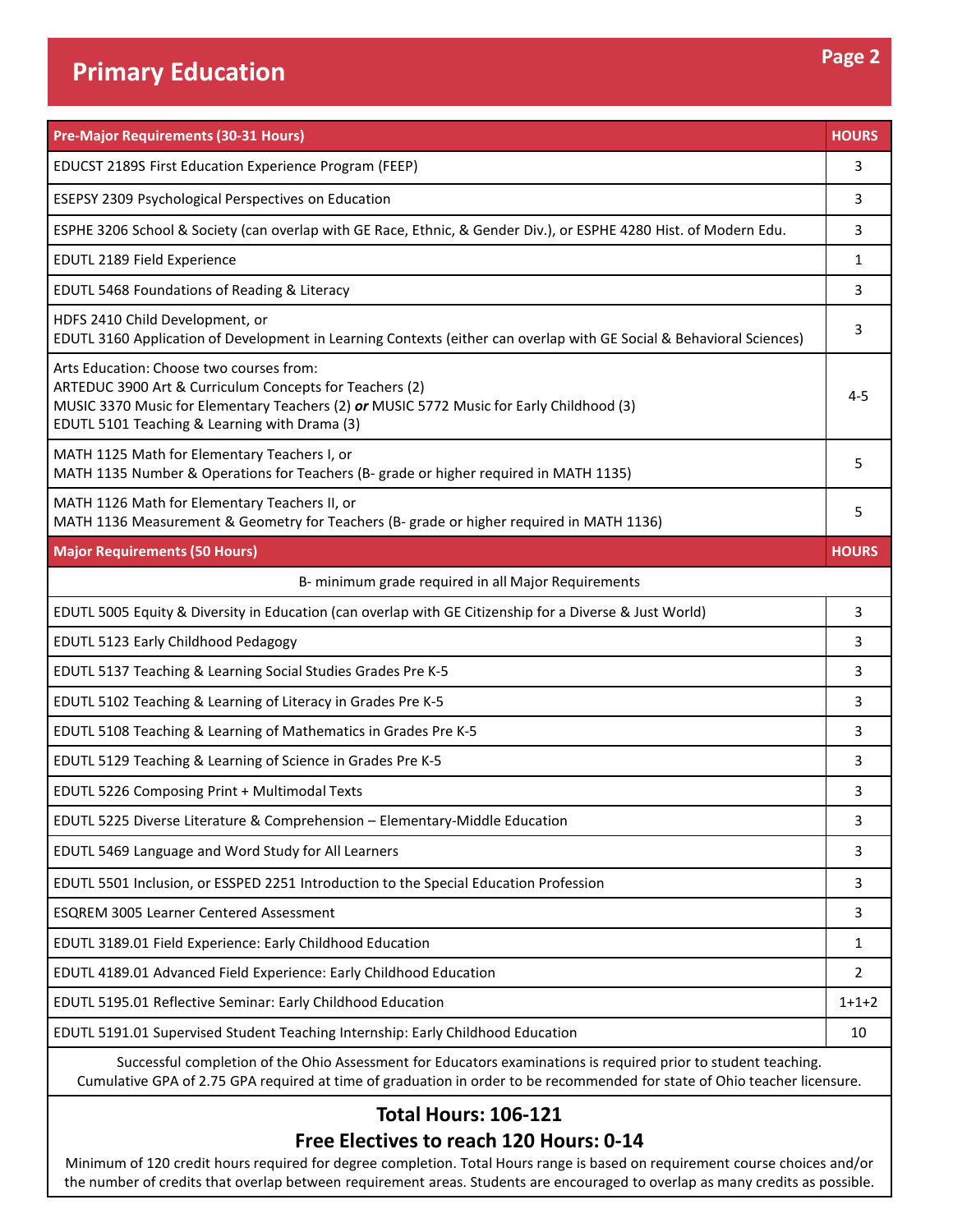# Primary Education

| Pre-Major Requirements (30-31 Hours) | HOURS |
|---|---|
| EDUCST 2189S First Education Experience Program (FEEP) | 3 |
| ESEPSY 2309 Psychological Perspectives on Education | 3 |
| ESPHE 3206 School & Society (can overlap with GE Race, Ethnic, & Gender Div.), or ESPHE 4280 Hist. of Modern Edu. | 3 |
| EDUTL 2189 Field Experience | 1 |
| EDUTL 5468 Foundations of Reading & Literacy | 3 |
| HDFS 2410 Child Development, or<br>EDUTL 3160 Application of Development in Learning Contexts (either can overlap with GE Social & Behavioral Sciences) | 3 |
| Arts Education: Choose two courses from:<br>ARTEDUC 3900 Art & Curriculum Concepts for Teachers (2)<br>MUSIC 3370 Music for Elementary Teachers (2) ***or*** MUSIC 5772 Music for Early Childhood (3)<br>EDUTL 5101 Teaching & Learning with Drama (3) | 4-5 |
| MATH 1125 Math for Elementary Teachers I, or<br>MATH 1135 Number & Operations for Teachers (B- grade or higher required in MATH 1135) | 5 |
| MATH 1126 Math for Elementary Teachers II, or<br>MATH 1136 Measurement & Geometry for Teachers (B- grade or higher required in MATH 1136) | 5 |

| Major Requirements (50 Hours) | HOURS |
|---|---|
| B- minimum grade required in all Major Requirements | |
| EDUTL 5005 Equity & Diversity in Education (can overlap with GE Citizenship for a Diverse & Just World) | 3 |
| EDUTL 5123 Early Childhood Pedagogy | 3 |
| EDUTL 5137 Teaching & Learning Social Studies Grades Pre K-5 | 3 |
| EDUTL 5102 Teaching & Learning of Literacy in Grades Pre K-5 | 3 |
| EDUTL 5108 Teaching & Learning of Mathematics in Grades Pre K-5 | 3 |
| EDUTL 5129 Teaching & Learning of Science in Grades Pre K-5 | 3 |
| EDUTL 5226 Composing Print + Multimodal Texts | 3 |
| EDUTL 5225 Diverse Literature & Comprehension – Elementary-Middle Education | 3 |
| EDUTL 5469 Language and Word Study for All Learners | 3 |
| EDUTL 5501 Inclusion, or ESSPED 2251 Introduction to the Special Education Profession | 3 |
| ESQREM 3005 Learner Centered Assessment | 3 |
| EDUTL 3189.01 Field Experience: Early Childhood Education | 1 |
| EDUTL 4189.01 Advanced Field Experience: Early Childhood Education | 2 |
| EDUTL 5195.01 Reflective Seminar: Early Childhood Education | 1+1+2 |
| EDUTL 5191.01 Supervised Student Teaching Internship: Early Childhood Education | 10 |

Successful completion of the Ohio Assessment for Educators examinations is required prior to student teaching.
Cumulative GPA of 2.75 GPA required at time of graduation in order to be recommended for state of Ohio teacher licensure.

**Total Hours: 106-121**

**Free Electives to reach 120 Hours: 0-14**

Minimum of 120 credit hours required for degree completion. Total Hours range is based on requirement course choices and/or the number of credits that overlap between requirement areas. Students are encouraged to overlap as many credits as possible.